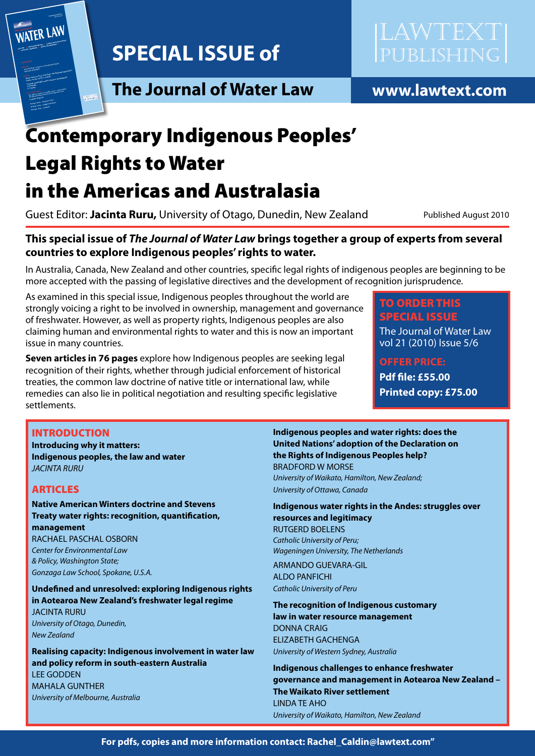# SPECIAL ISSUE of

## The Journal of Water Law

LAWTEXT PUBLISHING

**www.lawtext.com**

# Contemporary Indigenous Peoples' Legal Rights to Water in the Americas and Australasia

Guest Editor: **Jacinta Ruru,** University of Otago, Dunedin, New Zealand

Published August 2010

**This special issue of *The Journal of Water Law* brings together a group of experts from several countries to explore Indigenous peoples' rights to water.**

In Australia, Canada, New Zealand and other countries, specific legal rights of indigenous peoples are beginning to be more accepted with the passing of legislative directives and the development of recognition jurisprudence.

As examined in this special issue, Indigenous peoples throughout the world are strongly voicing a right to be involved in ownership, management and governance of freshwater. However, as well as property rights, Indigenous peoples are also claiming human and environmental rights to water and this is now an important issue in many countries.

**Seven articles in 76 pages** explore how Indigenous peoples are seeking legal recognition of their rights, whether through judicial enforcement of historical treaties, the common law doctrine of native title or international law, while remedies can also lie in political negotiation and resulting specific legislative settlements.

**TO ORDER THIS SPECIAL ISSUE**

The Journal of Water Law vol 21 (2010) Issue 5/6

**OFFER PRICE:**

**Pdf file: £55.00**

**Printed copy: £75.00**

## INTRODUCTION

**Introducing why it matters: Indigenous peoples, the law and water**
*JACINTA RURU*

## ARTICLES

**Native American Winters doctrine and Stevens Treaty water rights: recognition, quantification, management**
RACHAEL PASCHAL OSBORN
*Center for Environmental Law & Policy, Washington State; Gonzaga Law School, Spokane, U.S.A.*

**Undefined and unresolved: exploring Indigenous rights in Aotearoa New Zealand's freshwater legal regime**
JACINTA RURU
*University of Otago, Dunedin, New Zealand*

**Realising capacity: Indigenous involvement in water law and policy reform in south-eastern Australia**
LEE GODDEN
MAHALA GUNTHER
*University of Melbourne, Australia*

**Indigenous peoples and water rights: does the United Nations' adoption of the Declaration on the Rights of Indigenous Peoples help?**
BRADFORD W MORSE
*University of Waikato, Hamilton, New Zealand; University of Ottawa, Canada*

**Indigenous water rights in the Andes: struggles over resources and legitimacy**
RUTGERD BOELENS
*Catholic University of Peru; Wagenignen University, The Netherlands*

ARMANDO GUEVARA-GIL
ALDO PANFICHI
*Catholic University of Peru*

**The recognition of Indigenous customary law in water resource management**
DONNA CRAIG
ELIZABETH GACHENGA
*University of Western Sydney, Australia*

**Indigenous challenges to enhance freshwater governance and management in Aotearoa New Zealand – The Waikato River settlement**
LINDA TE AHO
*University of Waikato, Hamilton, New Zealand*

**For pdfs, copies and more information contact: Rachel_Caldin@lawtext.com"**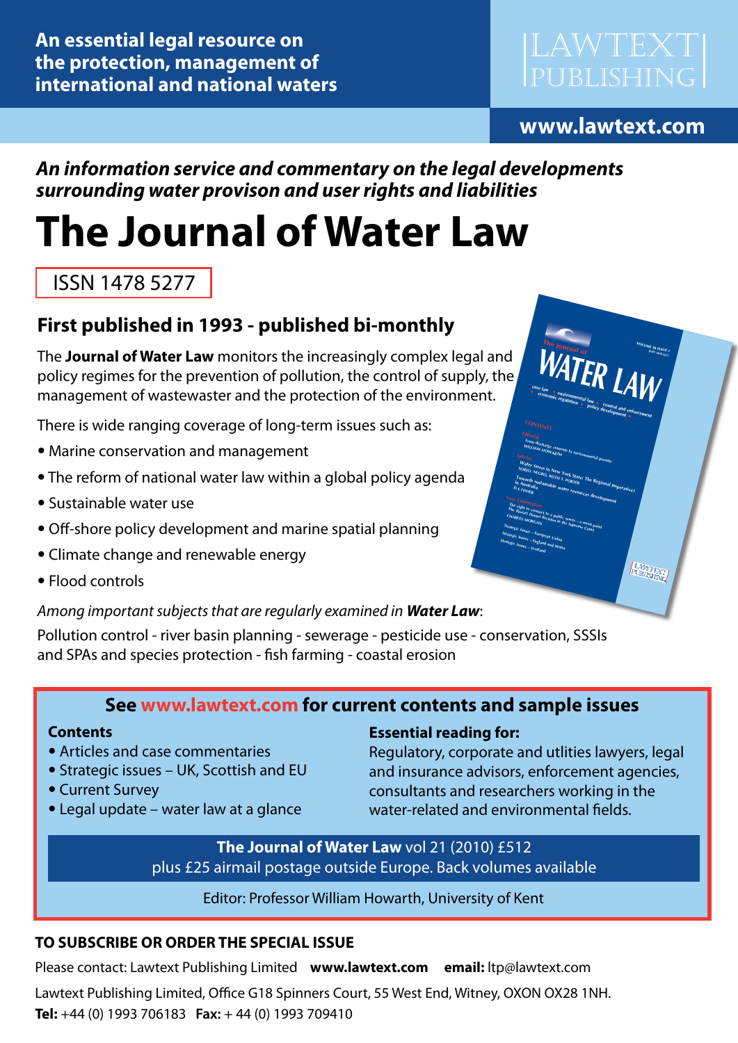**An essential legal resource on the protection, management of international and national waters**

LAWTEXT PUBLISHING

**www.lawtext.com**

***An information service and commentary on the legal developments surrounding water provison and user rights and liabilities***

# The Journal of Water Law

ISSN 1478 5277

## First published in 1993 - published bi-monthly

The **Journal of Water Law** monitors the increasingly complex legal and policy regimes for the prevention of pollution, the control of supply, the management of wastewaster and the protection of the environment.

There is wide ranging coverage of long-term issues such as:

- Marine conservation and management
- The reform of national water law within a global policy agenda
- Sustainable water use
- Off-shore policy development and marine spatial planning
- Climate change and renewable energy
- Flood controls

*Among important subjects that are regularly examined in **Water Law**:*

Pollution control - river basin planning - sewerage - pesticide use - conservation, SSSIs and SPAs and species protection - fish farming - coastal erosion

### See www.lawtext.com for current contents and sample issues

**Contents**

- Articles and case commentaries
- Strategic issues – UK, Scottish and EU
- Current Survey
- Legal update – water law at a glance

**Essential reading for:**

Regulatory, corporate and utlities lawyers, legal and insurance advisors, enforcement agencies, consultants and researchers working in the water-related and environmental fields.

**The Journal of Water Law** vol 21 (2010) £512
plus £25 airmail postage outside Europe. Back volumes available

Editor: Professor William Howarth, University of Kent

**TO SUBSCRIBE OR ORDER THE SPECIAL ISSUE**

Please contact: Lawtext Publishing Limited **www.lawtext.com** **email:** ltp@lawtext.com

Lawtext Publishing Limited, Office G18 Spinners Court, 55 West End, Witney, OXON OX28 1NH.
**Tel:** +44 (0) 1993 706183 **Fax:** + 44 (0) 1993 709410